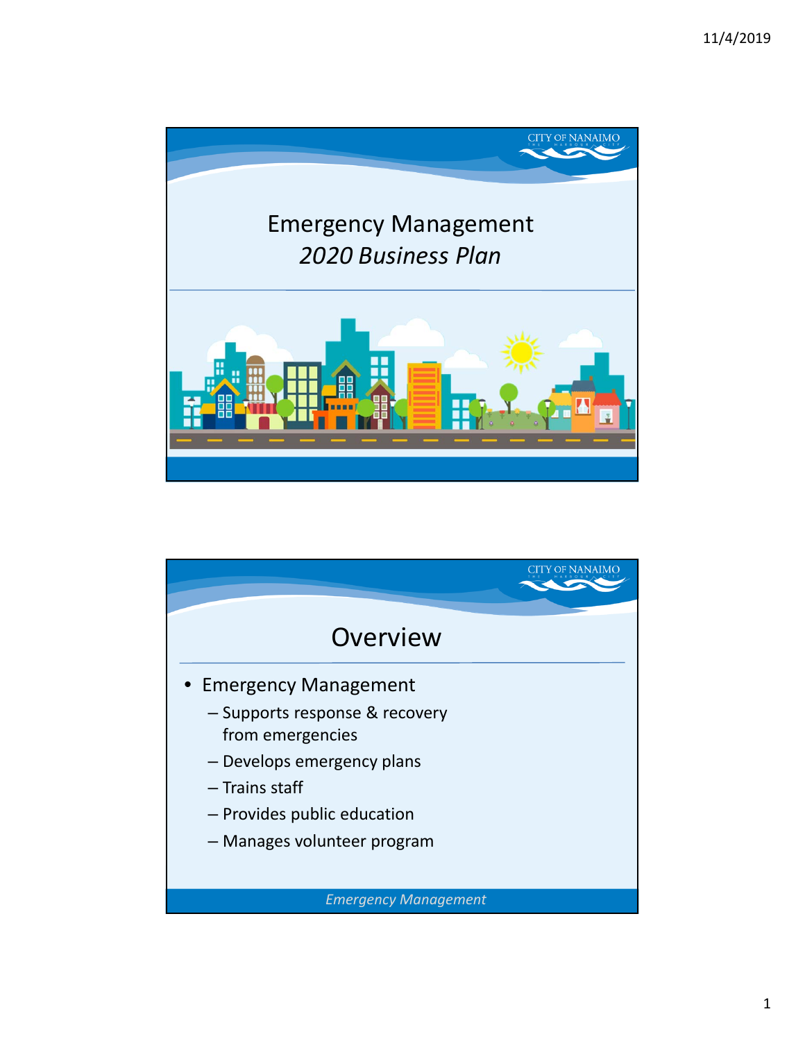# Emergency Management

*2020 Business Plan*

## Overview

- Emergency Management
  - Supports response & recovery from emergencies
  - Develops emergency plans
  - Trains staff
  - Provides public education
  - Manages volunteer program

*Emergency Management*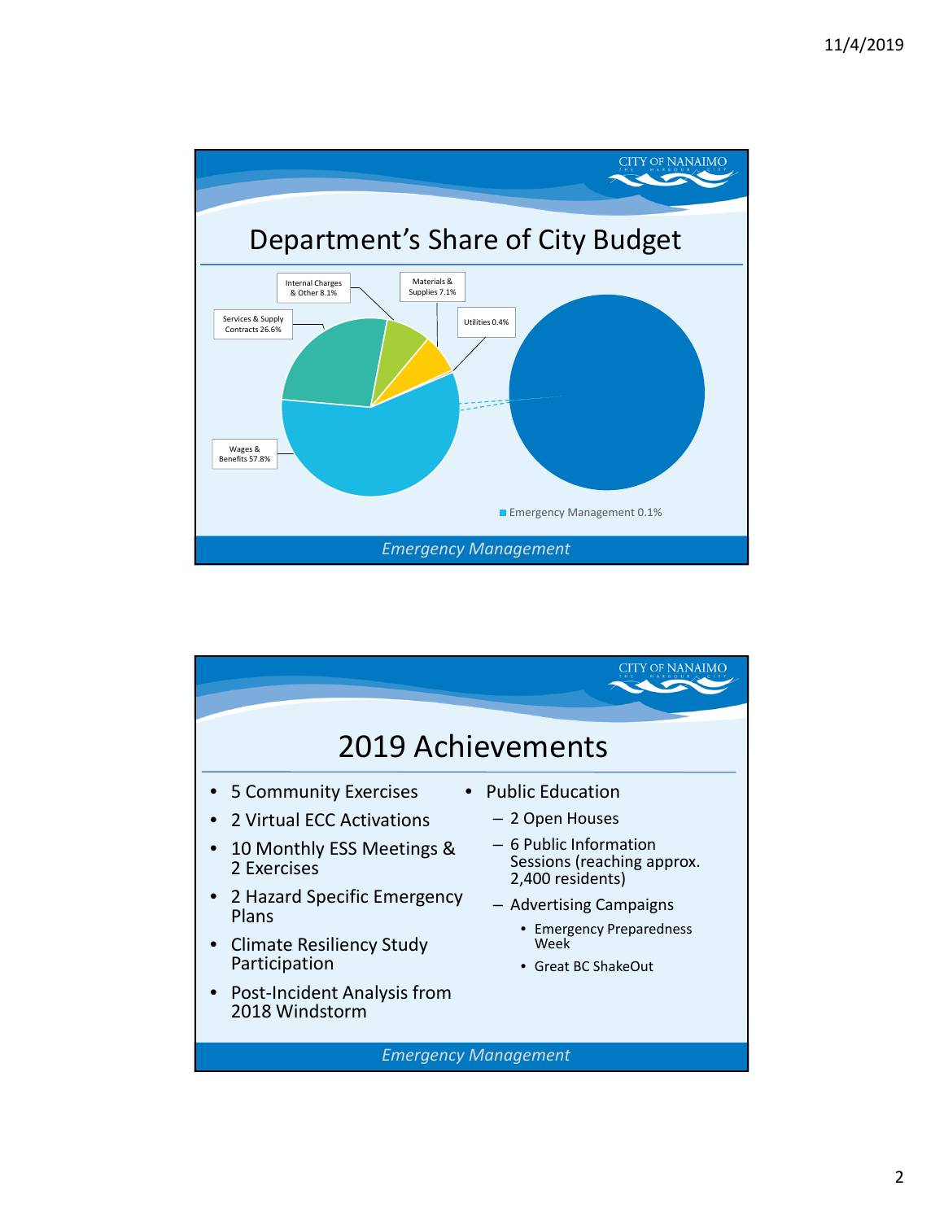## Department's Share of City Budget

- Services & Supply Contracts 26.6%
- Internal Charges & Other 8.1%
- Materials & Supplies 7.1%
- Utilities 0.4%
- Wages & Benefits 57.8%

Emergency Management 0.1%

*Emergency Management*

## 2019 Achievements

- 5 Community Exercises
- 2 Virtual ECC Activations
- 10 Monthly ESS Meetings & 2 Exercises
- 2 Hazard Specific Emergency Plans
- Climate Resiliency Study Participation
- Post-Incident Analysis from 2018 Windstorm
- Public Education
  - 2 Open Houses
  - 6 Public Information Sessions (reaching approx. 2,400 residents)
  - Advertising Campaigns
    - Emergency Preparedness Week
    - Great BC ShakeOut

*Emergency Management*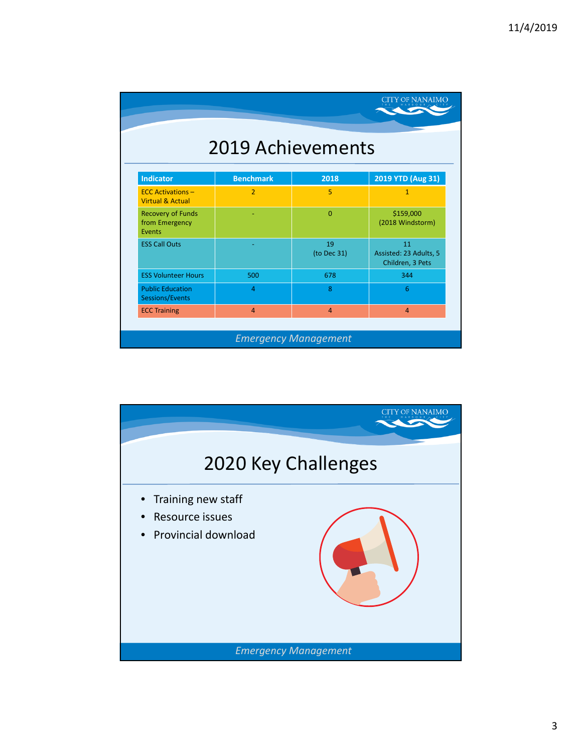## 2019 Achievements

| Indicator | Benchmark | 2018 | 2019 YTD (Aug 31) |
|---|---|---|---|
| ECC Activations – Virtual & Actual | 2 | 5 | 1 |
| Recovery of Funds from Emergency Events | - | 0 | $159,000 (2018 Windstorm) |
| ESS Call Outs | - | 19 (to Dec 31) | 11 Assisted: 23 Adults, 5 Children, 3 Pets |
| ESS Volunteer Hours | 500 | 678 | 344 |
| Public Education Sessions/Events | 4 | 8 | 6 |
| ECC Training | 4 | 4 | 4 |

*Emergency Management*

## 2020 Key Challenges

- Training new staff
- Resource issues
- Provincial download

*Emergency Management*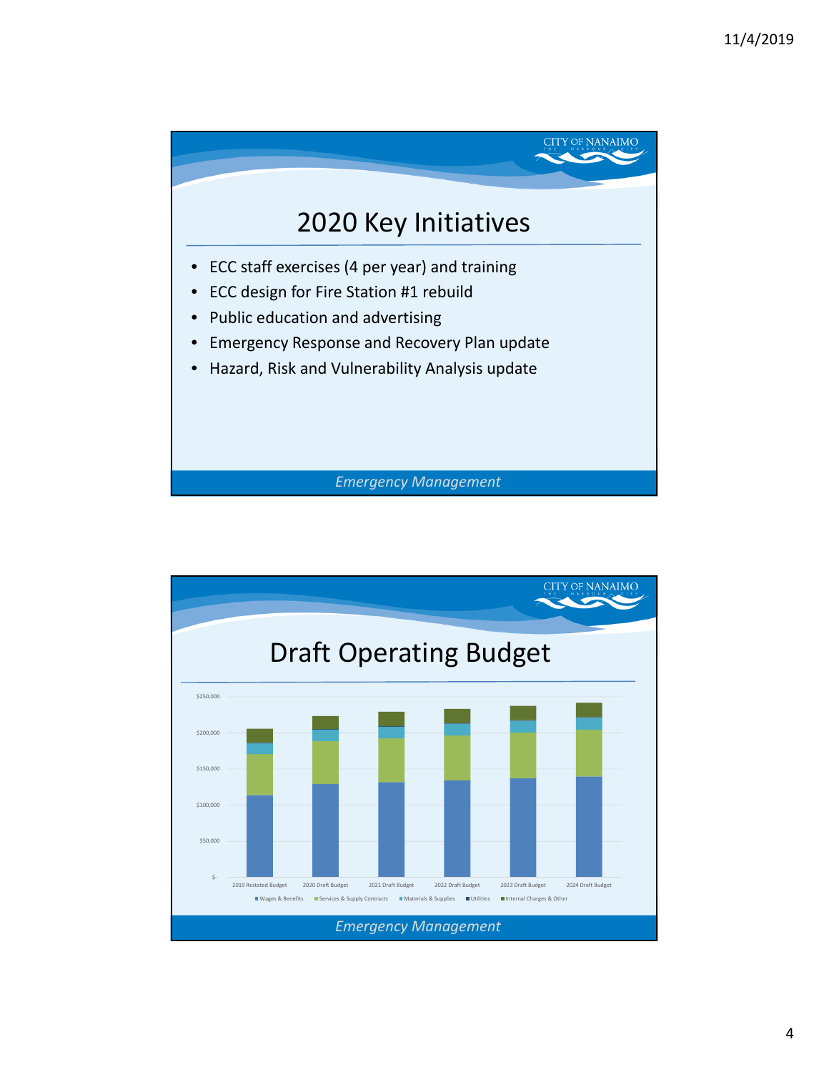## 2020 Key Initiatives

- ECC staff exercises (4 per year) and training
- ECC design for Fire Station #1 rebuild
- Public education and advertising
- Emergency Response and Recovery Plan update
- Hazard, Risk and Vulnerability Analysis update

*Emergency Management*

## Draft Operating Budget

$250,000
$200,000
$150,000
$100,000
$50,000
$-

2019 Restated Budget | 2020 Draft Budget | 2021 Draft Budget | 2022 Draft Budget | 2023 Draft Budget | 2024 Draft Budget

■ Wages & Benefits ■ Services & Supply Contracts ■ Materials & Supplies ■ Utilities ■ Internal Charges & Other

*Emergency Management*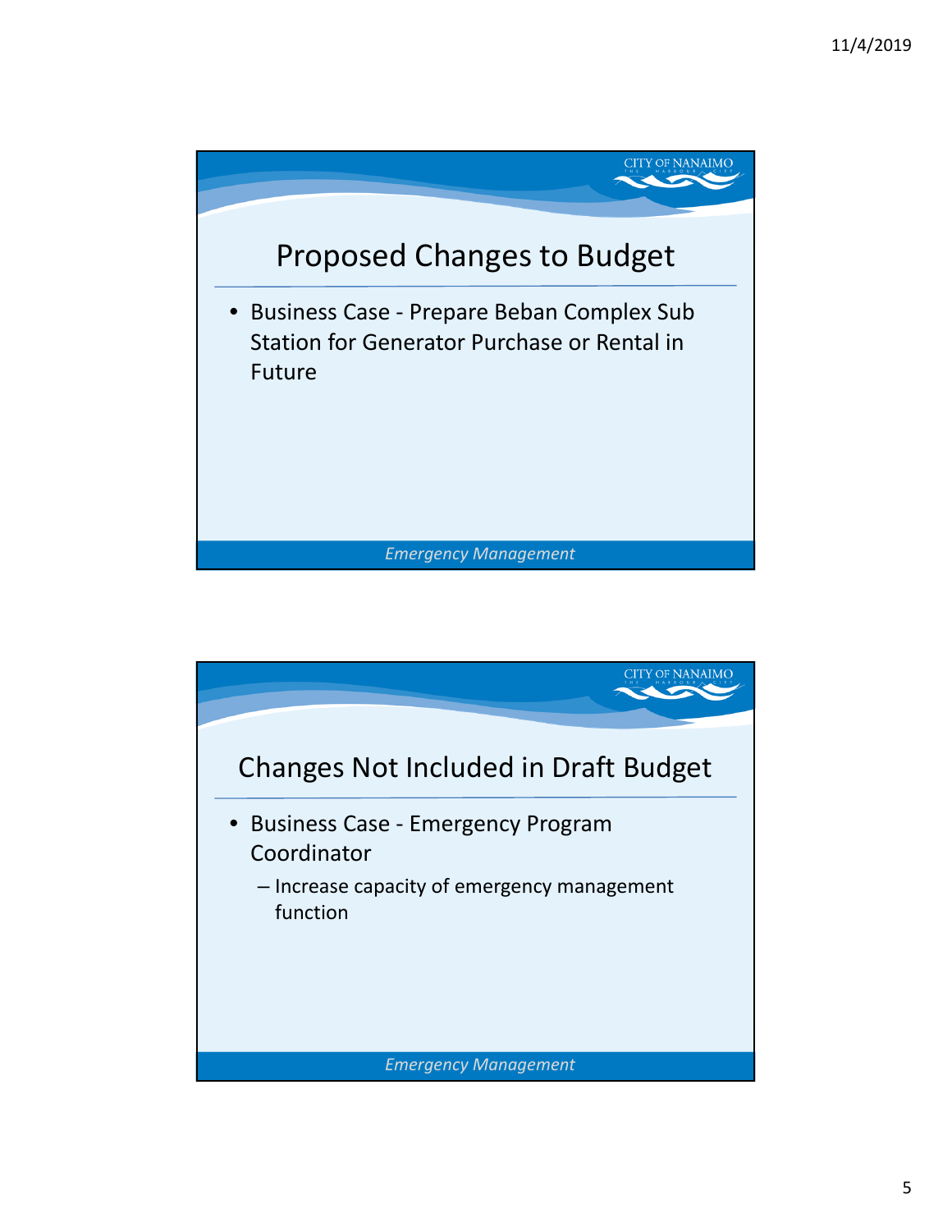## Proposed Changes to Budget

- Business Case - Prepare Beban Complex Sub Station for Generator Purchase or Rental in Future

*Emergency Management*

## Changes Not Included in Draft Budget

- Business Case - Emergency Program Coordinator
  - Increase capacity of emergency management function

*Emergency Management*